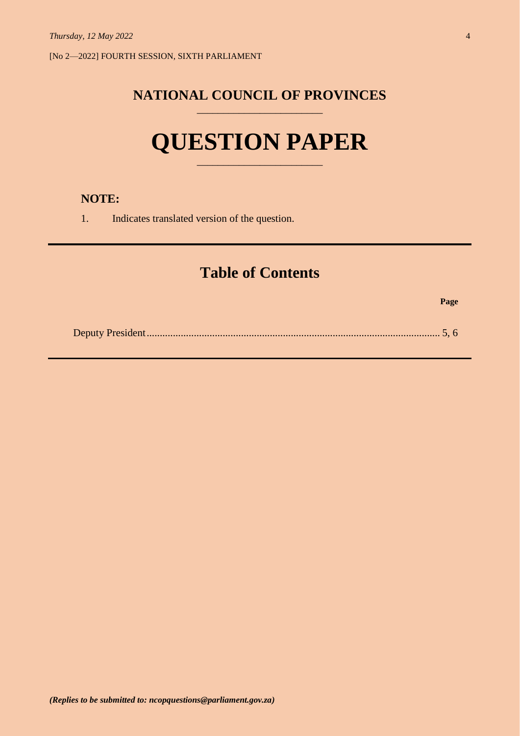*Thursday, 12 May 2022*

[No 2—2022] FOURTH SESSION, SIXTH PARLIAMENT

## NATIONAL COUNCIL OF PROVINCES

# QUESTION PAPER

**NOTE:**

1. Indicates translated version of the question.

## Table of Contents

| | Page |
|---|---|
| Deputy President | 5, 6 |

***(Replies to be submitted to: ncopquestions@parliament.gov.za)***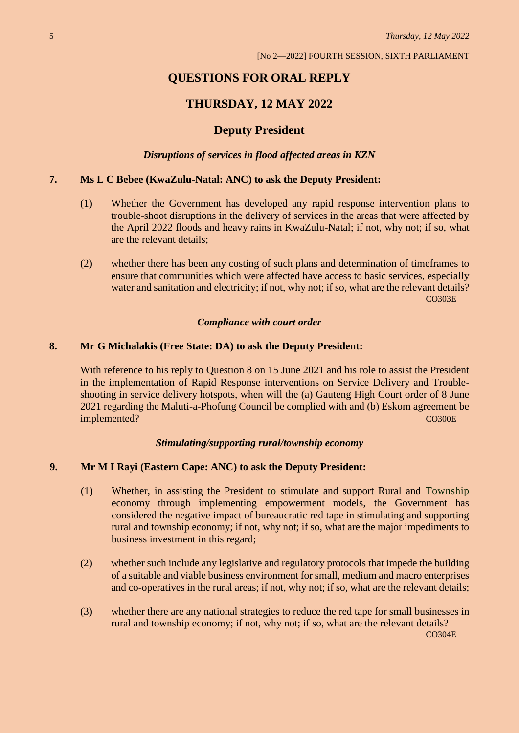[No 2—2022] FOURTH SESSION, SIXTH PARLIAMENT

# QUESTIONS FOR ORAL REPLY

## THURSDAY, 12 MAY 2022

## Deputy President

### *Disruptions of services in flood affected areas in KZN*

**7. Ms L C Bebee (KwaZulu-Natal: ANC) to ask the Deputy President:**

(1) Whether the Government has developed any rapid response intervention plans to trouble-shoot disruptions in the delivery of services in the areas that were affected by the April 2022 floods and heavy rains in KwaZulu-Natal; if not, why not; if so, what are the relevant details;

(2) whether there has been any costing of such plans and determination of timeframes to ensure that communities which were affected have access to basic services, especially water and sanitation and electricity; if not, why not; if so, what are the relevant details?

CO303E

### *Compliance with court order*

**8. Mr G Michalakis (Free State: DA) to ask the Deputy President:**

With reference to his reply to Question 8 on 15 June 2021 and his role to assist the President in the implementation of Rapid Response interventions on Service Delivery and Trouble-shooting in service delivery hotspots, when will the (a) Gauteng High Court order of 8 June 2021 regarding the Maluti-a-Phofung Council be complied with and (b) Eskom agreement be implemented?

CO300E

### *Stimulating/supporting rural/township economy*

**9. Mr M I Rayi (Eastern Cape: ANC) to ask the Deputy President:**

(1) Whether, in assisting the President to stimulate and support Rural and Township economy through implementing empowerment models, the Government has considered the negative impact of bureaucratic red tape in stimulating and supporting rural and township economy; if not, why not; if so, what are the major impediments to business investment in this regard;

(2) whether such include any legislative and regulatory protocols that impede the building of a suitable and viable business environment for small, medium and macro enterprises and co-operatives in the rural areas; if not, why not; if so, what are the relevant details;

(3) whether there are any national strategies to reduce the red tape for small businesses in rural and township economy; if not, why not; if so, what are the relevant details?

CO304E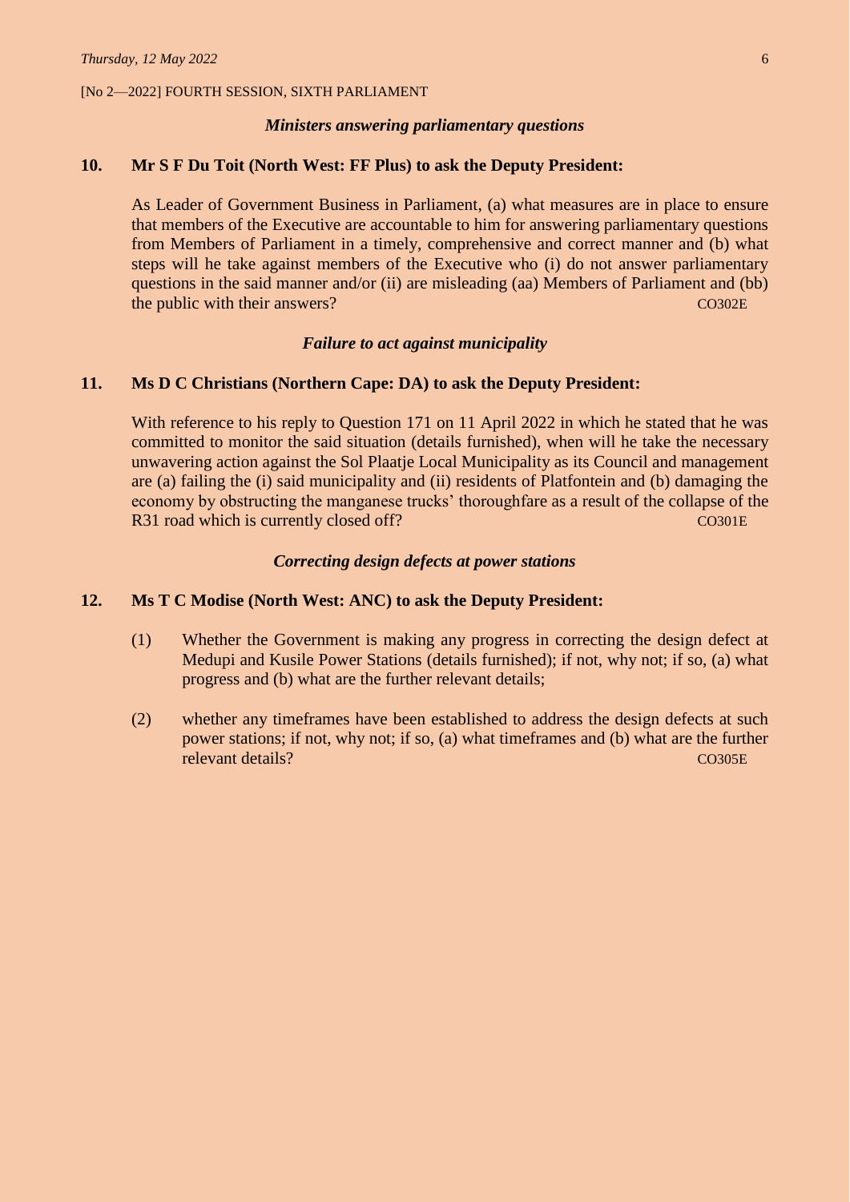*Ministers answering parliamentary questions*

**10. Mr S F Du Toit (North West: FF Plus) to ask the Deputy President:**

As Leader of Government Business in Parliament, (a) what measures are in place to ensure that members of the Executive are accountable to him for answering parliamentary questions from Members of Parliament in a timely, comprehensive and correct manner and (b) what steps will he take against members of the Executive who (i) do not answer parliamentary questions in the said manner and/or (ii) are misleading (aa) Members of Parliament and (bb) the public with their answers? CO302E

*Failure to act against municipality*

**11. Ms D C Christians (Northern Cape: DA) to ask the Deputy President:**

With reference to his reply to Question 171 on 11 April 2022 in which he stated that he was committed to monitor the said situation (details furnished), when will he take the necessary unwavering action against the Sol Plaatje Local Municipality as its Council and management are (a) failing the (i) said municipality and (ii) residents of Platfontein and (b) damaging the economy by obstructing the manganese trucks' thoroughfare as a result of the collapse of the R31 road which is currently closed off? CO301E

*Correcting design defects at power stations*

**12. Ms T C Modise (North West: ANC) to ask the Deputy President:**

(1) Whether the Government is making any progress in correcting the design defect at Medupi and Kusile Power Stations (details furnished); if not, why not; if so, (a) what progress and (b) what are the further relevant details;

(2) whether any timeframes have been established to address the design defects at such power stations; if not, why not; if so, (a) what timeframes and (b) what are the further relevant details? CO305E